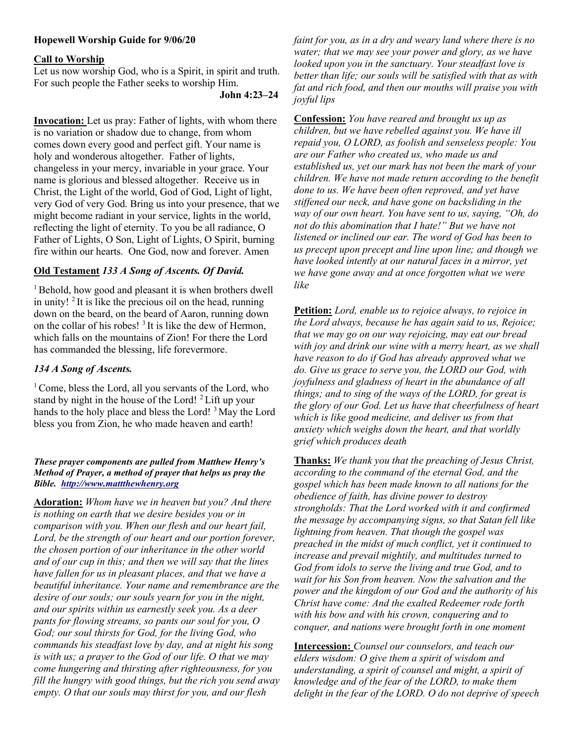**Hopewell Worship Guide for 9/06/20**

**Call to Worship**

Let us now worship God, who is a Spirit, in spirit and truth. For such people the Father seeks to worship Him.

**John 4:23–24**

**Invocation:** Let us pray: Father of lights, with whom there is no variation or shadow due to change, from whom comes down every good and perfect gift. Your name is holy and wonderous altogether. Father of lights, changeless in your mercy, invariable in your grace. Your name is glorious and blessed altogether. Receive us in Christ, the Light of the world, God of God, Light of light, very God of very God. Bring us into your presence, that we might become radiant in your service, lights in the world, reflecting the light of eternity. To you be all radiance, O Father of Lights, O Son, Light of Lights, O Spirit, burning fire within our hearts. One God, now and forever. Amen

**Old Testament** ***133 A Song of Ascents. Of David.***

[1] Behold, how good and pleasant it is when brothers dwell in unity! [2] It is like the precious oil on the head, running down on the beard, on the beard of Aaron, running down on the collar of his robes! [3] It is like the dew of Hermon, which falls on the mountains of Zion! For there the Lord has commanded the blessing, life forevermore.

***134 A Song of Ascents.***

[1] Come, bless the Lord, all you servants of the Lord, who stand by night in the house of the Lord! [2] Lift up your hands to the holy place and bless the Lord! [3] May the Lord bless you from Zion, he who made heaven and earth!

***These prayer components are pulled from Matthew Henry's Method of Prayer, a method of prayer that helps us pray the Bible. http://www.mattthewhenry.org***

**Adoration:** *Whom have we in heaven but you? And there is nothing on earth that we desire besides you or in comparison with you. When our flesh and our heart fail, Lord, be the strength of our heart and our portion forever, the chosen portion of our inheritance in the other world and of our cup in this; and then we will say that the lines have fallen for us in pleasant places, and that we have a beautiful inheritance. Your name and remembrance are the desire of our souls; our souls yearn for you in the night, and our spirits within us earnestly seek you. As a deer pants for flowing streams, so pants our soul for you, O God; our soul thirsts for God, for the living God, who commands his steadfast love by day, and at night his song is with us; a prayer to the God of our life. O that we may come hungering and thirsting after righteousness, for you fill the hungry with good things, but the rich you send away empty. O that our souls may thirst for you, and our flesh faint for you, as in a dry and weary land where there is no water; that we may see your power and glory, as we have looked upon you in the sanctuary. Your steadfast love is better than life; our souls will be satisfied with that as with fat and rich food, and then our mouths will praise you with joyful lips*

**Confession:** *You have reared and brought us up as children, but we have rebelled against you. We have ill repaid you, O LORD, as foolish and senseless people: You are our Father who created us, who made us and established us, yet our mark has not been the mark of your children. We have not made return according to the benefit done to us. We have been often reproved, and yet have stiffened our neck, and have gone on backsliding in the way of our own heart. You have sent to us, saying, "Oh, do not do this abomination that I hate!" But we have not listened or inclined our ear. The word of God has been to us precept upon precept and line upon line; and though we have looked intently at our natural faces in a mirror, yet we have gone away and at once forgotten what we were like*

**Petition:** *Lord, enable us to rejoice always, to rejoice in the Lord always, because he has again said to us, Rejoice; that we may go on our way rejoicing, may eat our bread with joy and drink our wine with a merry heart, as we shall have reason to do if God has already approved what we do. Give us grace to serve you, the LORD our God, with joyfulness and gladness of heart in the abundance of all things; and to sing of the ways of the LORD, for great is the glory of our God. Let us have that cheerfulness of heart which is like good medicine, and deliver us from that anxiety which weighs down the heart, and that worldly grief which produces death*

**Thanks:** *We thank you that the preaching of Jesus Christ, according to the command of the eternal God, and the gospel which has been made known to all nations for the obedience of faith, has divine power to destroy strongholds: That the Lord worked with it and confirmed the message by accompanying signs, so that Satan fell like lightning from heaven. That though the gospel was preached in the midst of much conflict, yet it continued to increase and prevail mightily, and multitudes turned to God from idols to serve the living and true God, and to wait for his Son from heaven. Now the salvation and the power and the kingdom of our God and the authority of his Christ have come: And the exalted Redeemer rode forth with his bow and with his crown, conquering and to conquer, and nations were brought forth in one moment*

**Intercession:** *Counsel our counselors, and teach our elders wisdom: O give them a spirit of wisdom and understanding, a spirit of counsel and might, a spirit of knowledge and of the fear of the LORD, to make them delight in the fear of the LORD. O do not deprive of speech*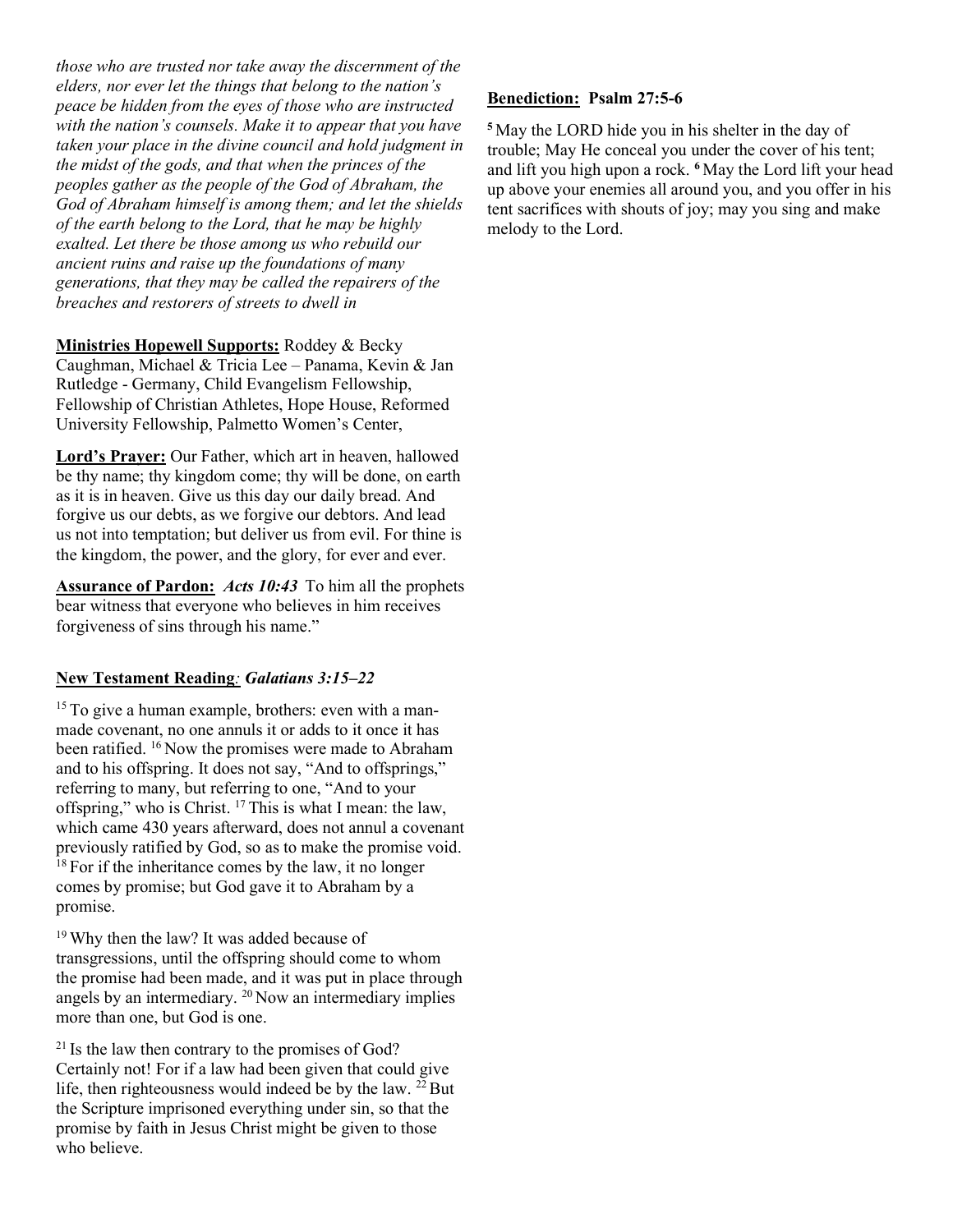*those who are trusted nor take away the discernment of the elders, nor ever let the things that belong to the nation's peace be hidden from the eyes of those who are instructed with the nation's counsels. Make it to appear that you have taken your place in the divine council and hold judgment in the midst of the gods, and that when the princes of the peoples gather as the people of the God of Abraham, the God of Abraham himself is among them; and let the shields of the earth belong to the Lord, that he may be highly exalted. Let there be those among us who rebuild our ancient ruins and raise up the foundations of many generations, that they may be called the repairers of the breaches and restorers of streets to dwell in*

**Ministries Hopewell Supports:** Roddey & Becky Caughman, Michael & Tricia Lee – Panama, Kevin & Jan Rutledge - Germany, Child Evangelism Fellowship, Fellowship of Christian Athletes, Hope House, Reformed University Fellowship, Palmetto Women's Center,

**Lord's Prayer:** Our Father, which art in heaven, hallowed be thy name; thy kingdom come; thy will be done, on earth as it is in heaven. Give us this day our daily bread. And forgive us our debts, as we forgive our debtors. And lead us not into temptation; but deliver us from evil. For thine is the kingdom, the power, and the glory, for ever and ever.

**Assurance of Pardon:** ***Acts 10:43*** To him all the prophets bear witness that everyone who believes in him receives forgiveness of sins through his name."

**New Testament Reading*: Galatians 3:15–22***

[15] To give a human example, brothers: even with a man-made covenant, no one annuls it or adds to it once it has been ratified. [16] Now the promises were made to Abraham and to his offspring. It does not say, "And to offsprings," referring to many, but referring to one, "And to your offspring," who is Christ. [17] This is what I mean: the law, which came 430 years afterward, does not annul a covenant previously ratified by God, so as to make the promise void. [18] For if the inheritance comes by the law, it no longer comes by promise; but God gave it to Abraham by a promise.

[19] Why then the law? It was added because of transgressions, until the offspring should come to whom the promise had been made, and it was put in place through angels by an intermediary. [20] Now an intermediary implies more than one, but God is one.

[21] Is the law then contrary to the promises of God? Certainly not! For if a law had been given that could give life, then righteousness would indeed be by the law. [22] But the Scripture imprisoned everything under sin, so that the promise by faith in Jesus Christ might be given to those who believe.

**Benediction: Psalm 27:5-6**

[5] May the LORD hide you in his shelter in the day of trouble; May He conceal you under the cover of his tent; and lift you high upon a rock. [6] May the Lord lift your head up above your enemies all around you, and you offer in his tent sacrifices with shouts of joy; may you sing and make melody to the Lord.